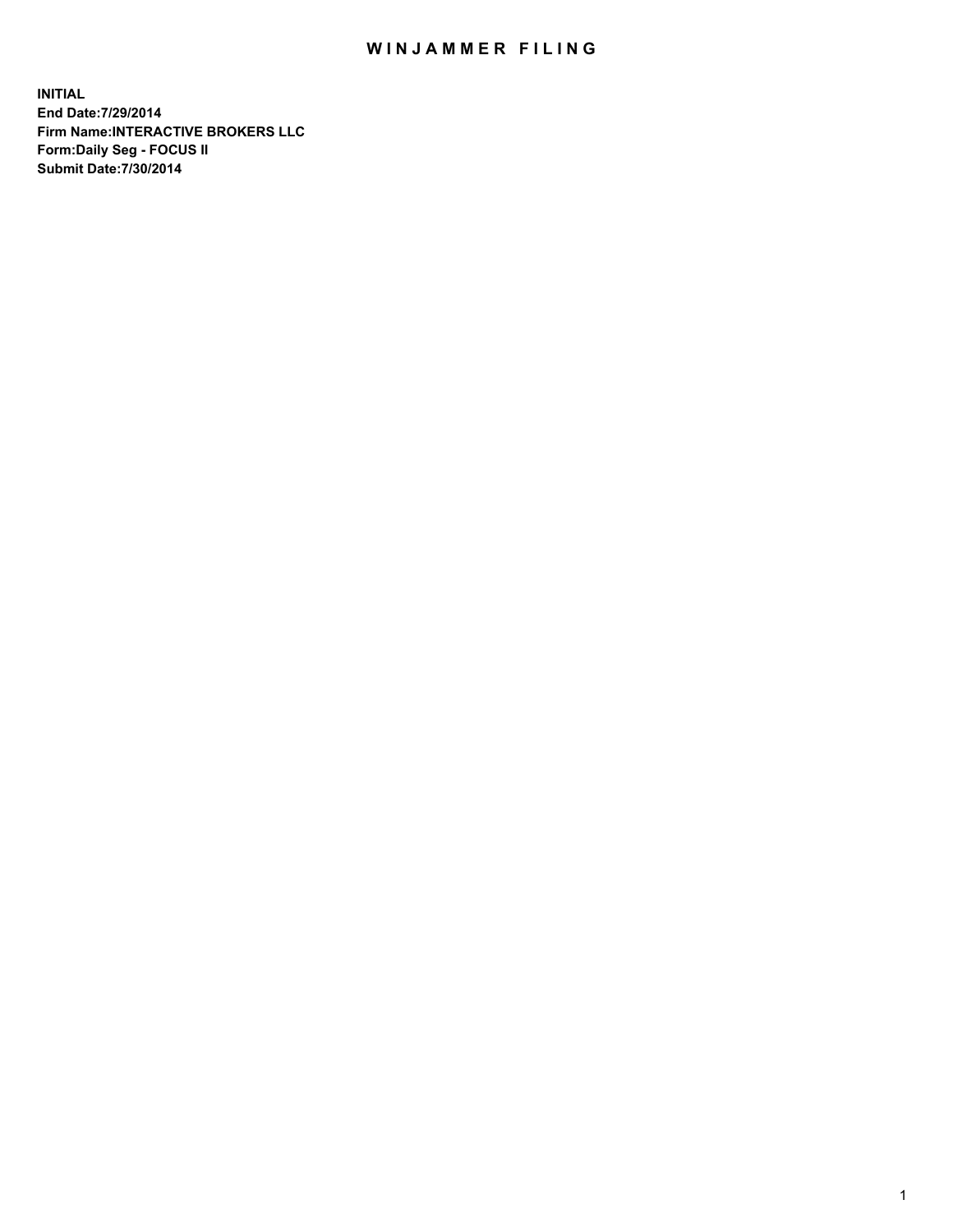# WINJAMMER FILING

**INITIAL**
**End Date:7/29/2014**
**Firm Name:INTERACTIVE BROKERS LLC**
**Form:Daily Seg - FOCUS II**
**Submit Date:7/30/2014**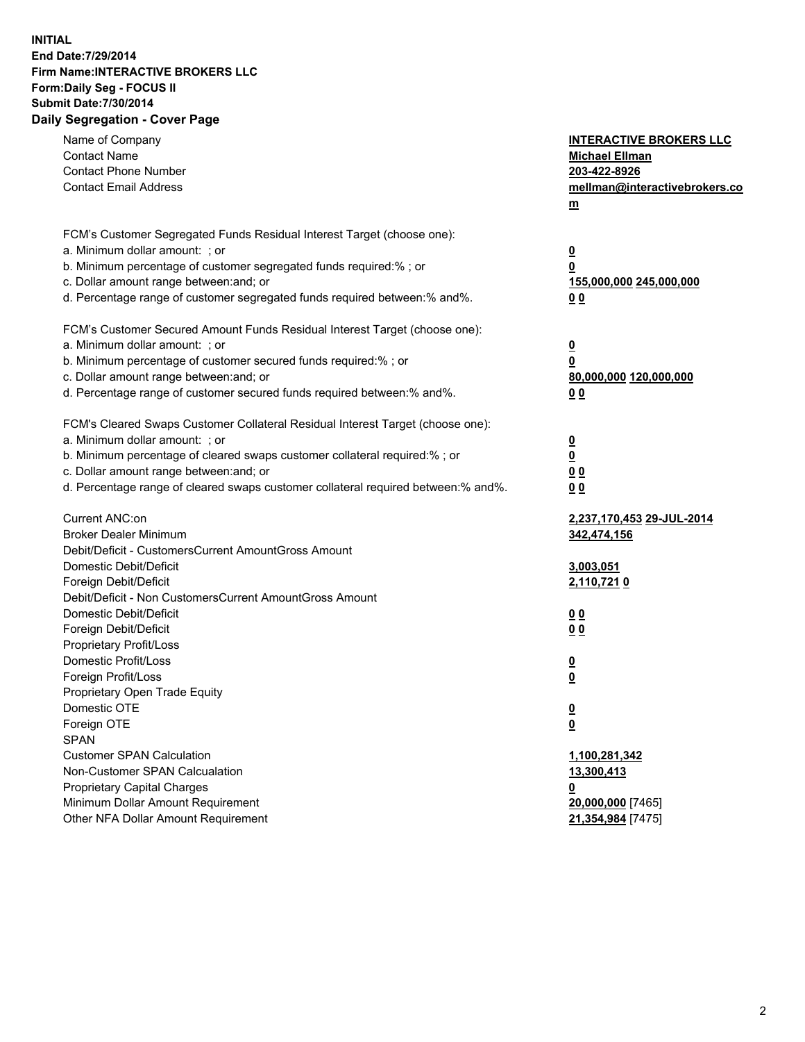**INITIAL**
**End Date:7/29/2014**
**Firm Name:INTERACTIVE BROKERS LLC**
**Form:Daily Seg - FOCUS II**
**Submit Date:7/30/2014**
**Daily Segregation - Cover Page**

| | |
|---|---|
| Name of Company | **INTERACTIVE BROKERS LLC** |
| Contact Name | **Michael Ellman** |
| Contact Phone Number | **203-422-8926** |
| Contact Email Address | **mellman@interactivebrokers.com** |
| | |
| FCM's Customer Segregated Funds Residual Interest Target (choose one): | |
| a. Minimum dollar amount: ; or | **0** |
| b. Minimum percentage of customer segregated funds required:% ; or | **0** |
| c. Dollar amount range between:and; or | **155,000,000 245,000,000** |
| d. Percentage range of customer segregated funds required between:% and%. | **0 0** |
| | |
| FCM's Customer Secured Amount Funds Residual Interest Target (choose one): | |
| a. Minimum dollar amount: ; or | **0** |
| b. Minimum percentage of customer secured funds required:% ; or | **0** |
| c. Dollar amount range between:and; or | **80,000,000 120,000,000** |
| d. Percentage range of customer secured funds required between:% and%. | **0 0** |
| | |
| FCM's Cleared Swaps Customer Collateral Residual Interest Target (choose one): | |
| a. Minimum dollar amount: ; or | **0** |
| b. Minimum percentage of cleared swaps customer collateral required:% ; or | **0** |
| c. Dollar amount range between:and; or | **0 0** |
| d. Percentage range of cleared swaps customer collateral required between:% and%. | **0 0** |
| | |
| Current ANC:on | **2,237,170,453 29-JUL-2014** |
| Broker Dealer Minimum | **342,474,156** |
| Debit/Deficit - CustomersCurrent AmountGross Amount | |
| Domestic Debit/Deficit | **3,003,051** |
| Foreign Debit/Deficit | **2,110,721 0** |
| Debit/Deficit - Non CustomersCurrent AmountGross Amount | |
| Domestic Debit/Deficit | **0 0** |
| Foreign Debit/Deficit | **0 0** |
| Proprietary Profit/Loss | |
| Domestic Profit/Loss | **0** |
| Foreign Profit/Loss | **0** |
| Proprietary Open Trade Equity | |
| Domestic OTE | **0** |
| Foreign OTE | **0** |
| SPAN | |
| Customer SPAN Calculation | **1,100,281,342** |
| Non-Customer SPAN Calcualation | **13,300,413** |
| Proprietary Capital Charges | **0** |
| Minimum Dollar Amount Requirement | **20,000,000** [7465] |
| Other NFA Dollar Amount Requirement | **21,354,984** [7475] |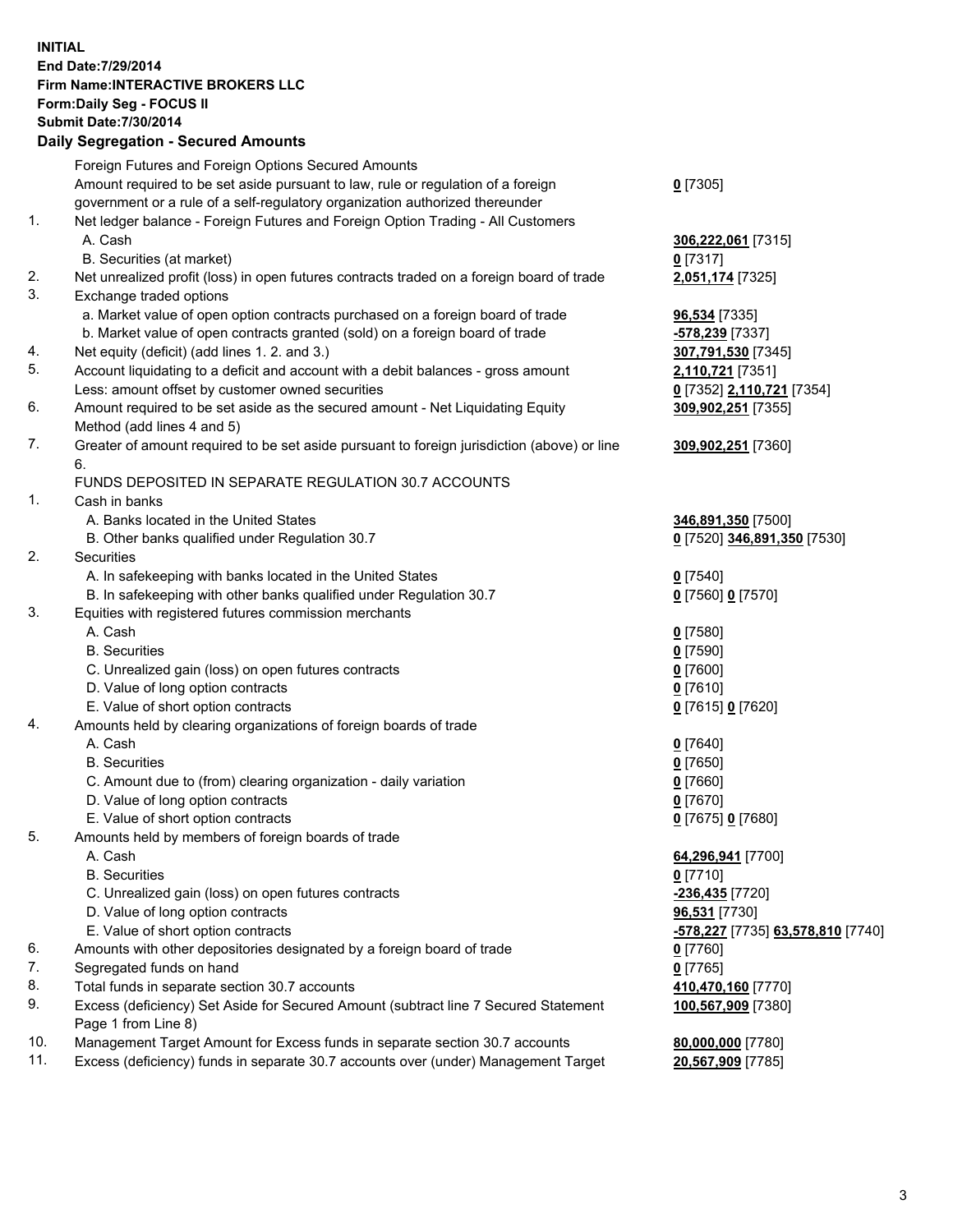**INITIAL**
**End Date:7/29/2014**
**Firm Name:INTERACTIVE BROKERS LLC**
**Form:Daily Seg - FOCUS II**
**Submit Date:7/30/2014**

## Daily Segregation - Secured Amounts

| | | |
|---|---|---|
| | Foreign Futures and Foreign Options Secured Amounts | |
| | Amount required to be set aside pursuant to law, rule or regulation of a foreign government or a rule of a self-regulatory organization authorized thereunder | **0** [7305] |
| 1. | Net ledger balance - Foreign Futures and Foreign Option Trading - All Customers | |
| | A. Cash | **306,222,061** [7315] |
| | B. Securities (at market) | **0** [7317] |
| 2. | Net unrealized profit (loss) in open futures contracts traded on a foreign board of trade | **2,051,174** [7325] |
| 3. | Exchange traded options | |
| | a. Market value of open option contracts purchased on a foreign board of trade | **96,534** [7335] |
| | b. Market value of open contracts granted (sold) on a foreign board of trade | **-578,239** [7337] |
| 4. | Net equity (deficit) (add lines 1. 2. and 3.) | **307,791,530** [7345] |
| 5. | Account liquidating to a deficit and account with a debit balances - gross amount | **2,110,721** [7351] |
| | Less: amount offset by customer owned securities | **0** [7352] **2,110,721** [7354] |
| 6. | Amount required to be set aside as the secured amount - Net Liquidating Equity Method (add lines 4 and 5) | **309,902,251** [7355] |
| 7. | Greater of amount required to be set aside pursuant to foreign jurisdiction (above) or line 6. | **309,902,251** [7360] |
| | FUNDS DEPOSITED IN SEPARATE REGULATION 30.7 ACCOUNTS | |
| 1. | Cash in banks | |
| | A. Banks located in the United States | **346,891,350** [7500] |
| | B. Other banks qualified under Regulation 30.7 | **0** [7520] **346,891,350** [7530] |
| 2. | Securities | |
| | A. In safekeeping with banks located in the United States | **0** [7540] |
| | B. In safekeeping with other banks qualified under Regulation 30.7 | **0** [7560] **0** [7570] |
| 3. | Equities with registered futures commission merchants | |
| | A. Cash | **0** [7580] |
| | B. Securities | **0** [7590] |
| | C. Unrealized gain (loss) on open futures contracts | **0** [7600] |
| | D. Value of long option contracts | **0** [7610] |
| | E. Value of short option contracts | **0** [7615] **0** [7620] |
| 4. | Amounts held by clearing organizations of foreign boards of trade | |
| | A. Cash | **0** [7640] |
| | B. Securities | **0** [7650] |
| | C. Amount due to (from) clearing organization - daily variation | **0** [7660] |
| | D. Value of long option contracts | **0** [7670] |
| | E. Value of short option contracts | **0** [7675] **0** [7680] |
| 5. | Amounts held by members of foreign boards of trade | |
| | A. Cash | **64,296,941** [7700] |
| | B. Securities | **0** [7710] |
| | C. Unrealized gain (loss) on open futures contracts | **-236,435** [7720] |
| | D. Value of long option contracts | **96,531** [7730] |
| | E. Value of short option contracts | **-578,227** [7735] **63,578,810** [7740] |
| 6. | Amounts with other depositories designated by a foreign board of trade | **0** [7760] |
| 7. | Segregated funds on hand | **0** [7765] |
| 8. | Total funds in separate section 30.7 accounts | **410,470,160** [7770] |
| 9. | Excess (deficiency) Set Aside for Secured Amount (subtract line 7 Secured Statement Page 1 from Line 8) | **100,567,909** [7380] |
| 10. | Management Target Amount for Excess funds in separate section 30.7 accounts | **80,000,000** [7780] |
| 11. | Excess (deficiency) funds in separate 30.7 accounts over (under) Management Target | **20,567,909** [7785] |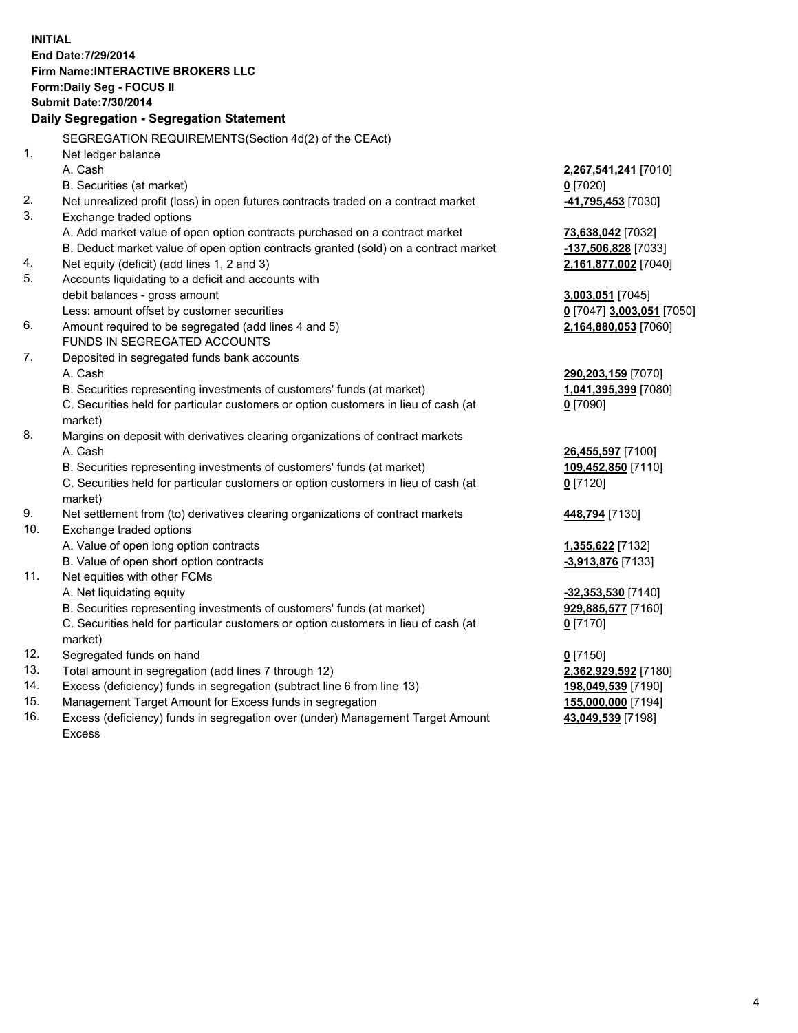**INITIAL**
**End Date:7/29/2014**
**Firm Name:INTERACTIVE BROKERS LLC**
**Form:Daily Seg - FOCUS II**
**Submit Date:7/30/2014**

**Daily Segregation - Segregation Statement**

| | | |
|---|---|---|
| | SEGREGATION REQUIREMENTS(Section 4d(2) of the CEAct) | |
| 1. | Net ledger balance | |
| | A. Cash | **2,267,541,241** [7010] |
| | B. Securities (at market) | **0** [7020] |
| 2. | Net unrealized profit (loss) in open futures contracts traded on a contract market | **-41,795,453** [7030] |
| 3. | Exchange traded options | |
| | A. Add market value of open option contracts purchased on a contract market | **73,638,042** [7032] |
| | B. Deduct market value of open option contracts granted (sold) on a contract market | **-137,506,828** [7033] |
| 4. | Net equity (deficit) (add lines 1, 2 and 3) | **2,161,877,002** [7040] |
| 5. | Accounts liquidating to a deficit and accounts with debit balances - gross amount | **3,003,051** [7045] |
| | Less: amount offset by customer securities | **0** [7047] **3,003,051** [7050] |
| 6. | Amount required to be segregated (add lines 4 and 5) | **2,164,880,053** [7060] |
| | FUNDS IN SEGREGATED ACCOUNTS | |
| 7. | Deposited in segregated funds bank accounts | |
| | A. Cash | **290,203,159** [7070] |
| | B. Securities representing investments of customers' funds (at market) | **1,041,395,399** [7080] |
| | C. Securities held for particular customers or option customers in lieu of cash (at market) | **0** [7090] |
| 8. | Margins on deposit with derivatives clearing organizations of contract markets | |
| | A. Cash | **26,455,597** [7100] |
| | B. Securities representing investments of customers' funds (at market) | **109,452,850** [7110] |
| | C. Securities held for particular customers or option customers in lieu of cash (at market) | **0** [7120] |
| 9. | Net settlement from (to) derivatives clearing organizations of contract markets | **448,794** [7130] |
| 10. | Exchange traded options | |
| | A. Value of open long option contracts | **1,355,622** [7132] |
| | B. Value of open short option contracts | **-3,913,876** [7133] |
| 11. | Net equities with other FCMs | |
| | A. Net liquidating equity | **-32,353,530** [7140] |
| | B. Securities representing investments of customers' funds (at market) | **929,885,577** [7160] |
| | C. Securities held for particular customers or option customers in lieu of cash (at market) | **0** [7170] |
| 12. | Segregated funds on hand | **0** [7150] |
| 13. | Total amount in segregation (add lines 7 through 12) | **2,362,929,592** [7180] |
| 14. | Excess (deficiency) funds in segregation (subtract line 6 from line 13) | **198,049,539** [7190] |
| 15. | Management Target Amount for Excess funds in segregation | **155,000,000** [7194] |
| 16. | Excess (deficiency) funds in segregation over (under) Management Target Amount Excess | **43,049,539** [7198] |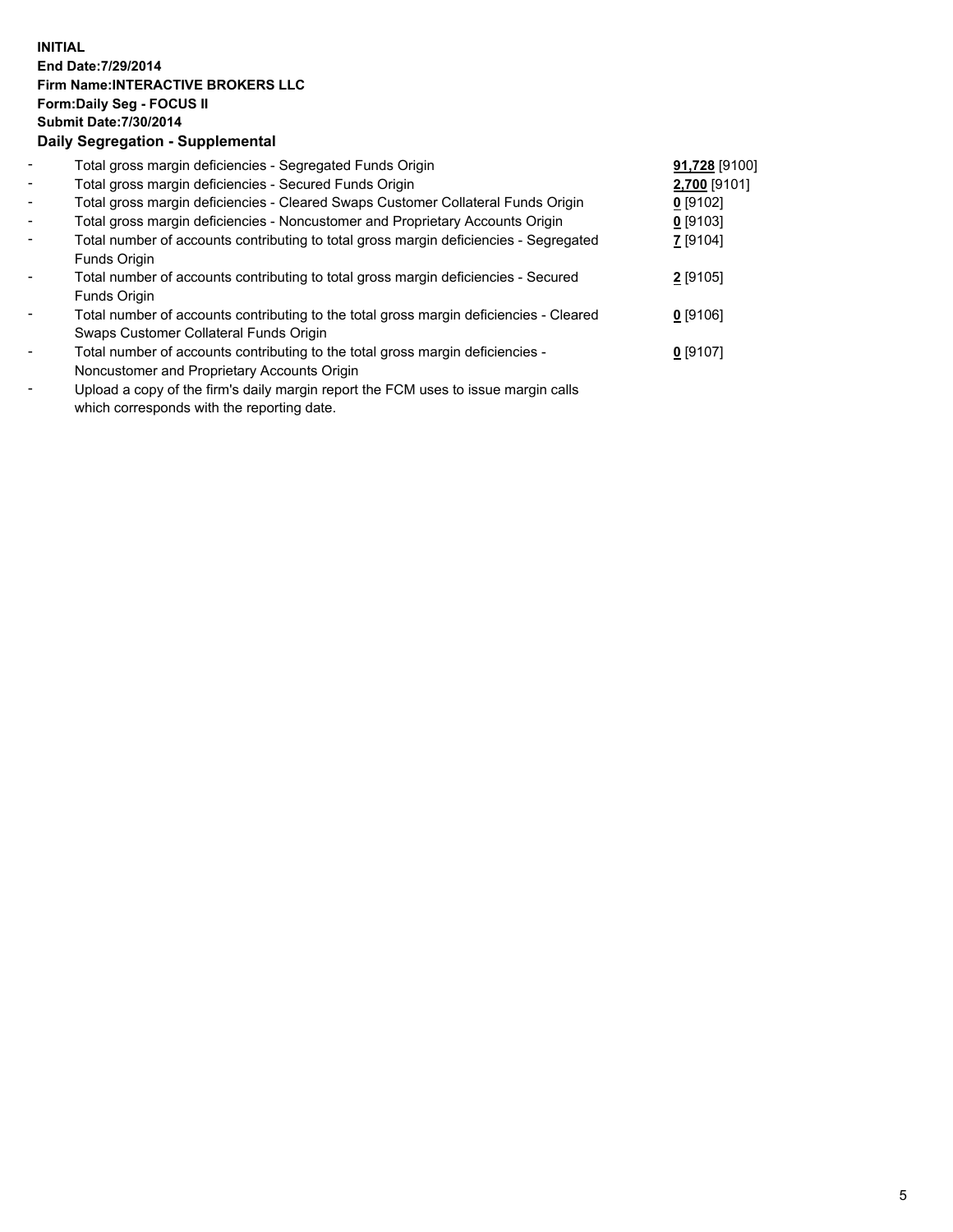**INITIAL**
**End Date:7/29/2014**
**Firm Name:INTERACTIVE BROKERS LLC**
**Form:Daily Seg - FOCUS II**
**Submit Date:7/30/2014**
**Daily Segregation - Supplemental**

| | | |
|---|---|---|
| - | Total gross margin deficiencies - Segregated Funds Origin | **91,728** [9100] |
| - | Total gross margin deficiencies - Secured Funds Origin | **2,700** [9101] |
| - | Total gross margin deficiencies - Cleared Swaps Customer Collateral Funds Origin | **0** [9102] |
| - | Total gross margin deficiencies - Noncustomer and Proprietary Accounts Origin | **0** [9103] |
| - | Total number of accounts contributing to total gross margin deficiencies - Segregated Funds Origin | **7** [9104] |
| - | Total number of accounts contributing to total gross margin deficiencies - Secured Funds Origin | **2** [9105] |
| - | Total number of accounts contributing to the total gross margin deficiencies - Cleared Swaps Customer Collateral Funds Origin | **0** [9106] |
| - | Total number of accounts contributing to the total gross margin deficiencies - Noncustomer and Proprietary Accounts Origin | **0** [9107] |
| - | Upload a copy of the firm's daily margin report the FCM uses to issue margin calls which corresponds with the reporting date. | |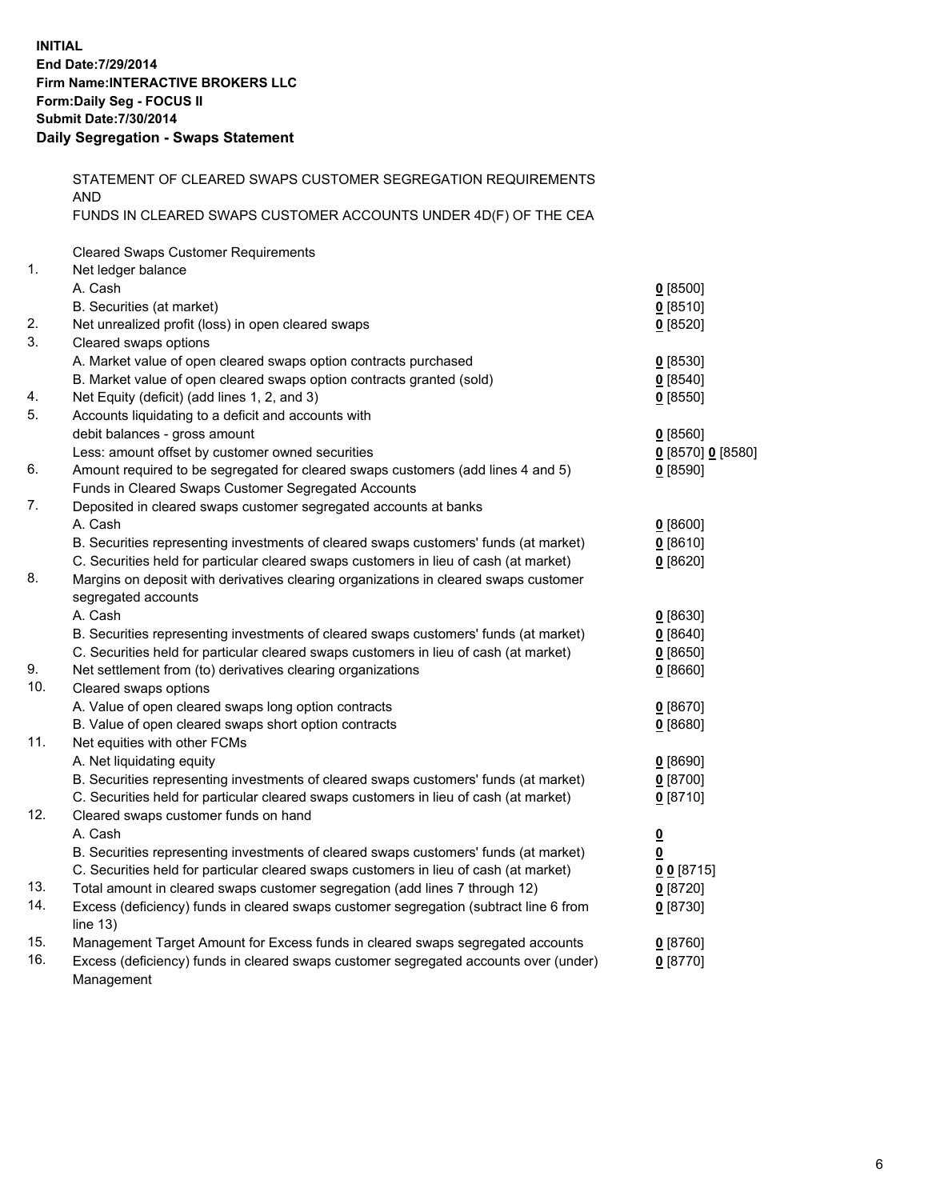**INITIAL**
**End Date:7/29/2014**
**Firm Name:INTERACTIVE BROKERS LLC**
**Form:Daily Seg - FOCUS II**
**Submit Date:7/30/2014**
**Daily Segregation - Swaps Statement**

STATEMENT OF CLEARED SWAPS CUSTOMER SEGREGATION REQUIREMENTS AND FUNDS IN CLEARED SWAPS CUSTOMER ACCOUNTS UNDER 4D(F) OF THE CEA

| | | |
|---|---|---|
| | Cleared Swaps Customer Requirements | |
| 1. | Net ledger balance | |
| | A. Cash | 0 [8500] |
| | B. Securities (at market) | 0 [8510] |
| 2. | Net unrealized profit (loss) in open cleared swaps | 0 [8520] |
| 3. | Cleared swaps options | |
| | A. Market value of open cleared swaps option contracts purchased | 0 [8530] |
| | B. Market value of open cleared swaps option contracts granted (sold) | 0 [8540] |
| 4. | Net Equity (deficit) (add lines 1, 2, and 3) | 0 [8550] |
| 5. | Accounts liquidating to a deficit and accounts with debit balances - gross amount | 0 [8560] |
| | Less: amount offset by customer owned securities | 0 [8570] 0 [8580] |
| 6. | Amount required to be segregated for cleared swaps customers (add lines 4 and 5) | 0 [8590] |
| | Funds in Cleared Swaps Customer Segregated Accounts | |
| 7. | Deposited in cleared swaps customer segregated accounts at banks | |
| | A. Cash | 0 [8600] |
| | B. Securities representing investments of cleared swaps customers' funds (at market) | 0 [8610] |
| | C. Securities held for particular cleared swaps customers in lieu of cash (at market) | 0 [8620] |
| 8. | Margins on deposit with derivatives clearing organizations in cleared swaps customer segregated accounts | |
| | A. Cash | 0 [8630] |
| | B. Securities representing investments of cleared swaps customers' funds (at market) | 0 [8640] |
| | C. Securities held for particular cleared swaps customers in lieu of cash (at market) | 0 [8650] |
| 9. | Net settlement from (to) derivatives clearing organizations | 0 [8660] |
| 10. | Cleared swaps options | |
| | A. Value of open cleared swaps long option contracts | 0 [8670] |
| | B. Value of open cleared swaps short option contracts | 0 [8680] |
| 11. | Net equities with other FCMs | |
| | A. Net liquidating equity | 0 [8690] |
| | B. Securities representing investments of cleared swaps customers' funds (at market) | 0 [8700] |
| | C. Securities held for particular cleared swaps customers in lieu of cash (at market) | 0 [8710] |
| 12. | Cleared swaps customer funds on hand | |
| | A. Cash | 0 |
| | B. Securities representing investments of cleared swaps customers' funds (at market) | 0 |
| | C. Securities held for particular cleared swaps customers in lieu of cash (at market) | 0 0 [8715] |
| 13. | Total amount in cleared swaps customer segregation (add lines 7 through 12) | 0 [8720] |
| 14. | Excess (deficiency) funds in cleared swaps customer segregation (subtract line 6 from line 13) | 0 [8730] |
| 15. | Management Target Amount for Excess funds in cleared swaps segregated accounts | 0 [8760] |
| 16. | Excess (deficiency) funds in cleared swaps customer segregated accounts over (under) Management | 0 [8770] |